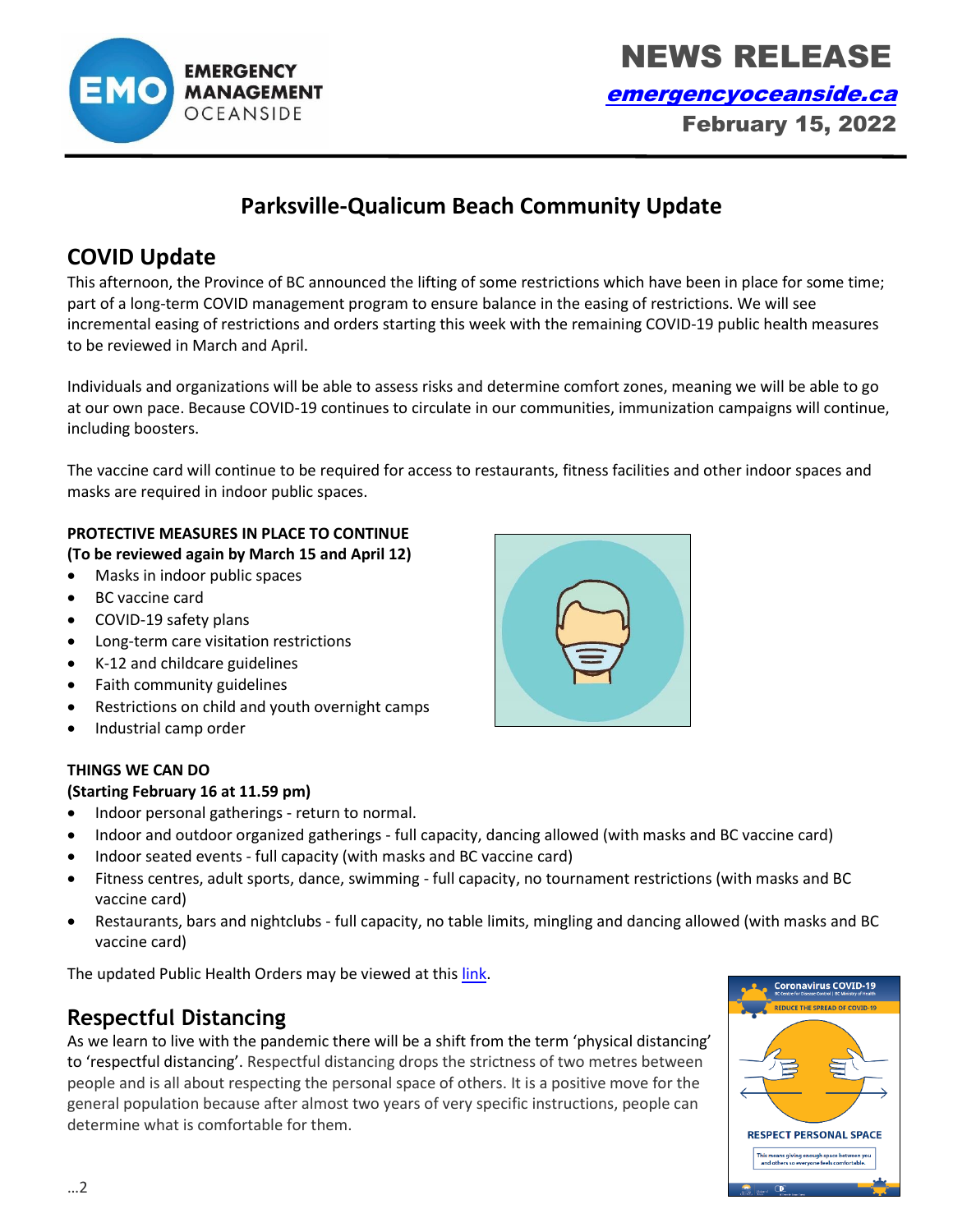EMO EMERGENCY MANAGEMENT OCEANSIDE

# NEWS RELEASE

emergencyoceanside.ca

February 15, 2022

## Parksville-Qualicum Beach Community Update

## COVID Update

This afternoon, the Province of BC announced the lifting of some restrictions which have been in place for some time; part of a long-term COVID management program to ensure balance in the easing of restrictions. We will see incremental easing of restrictions and orders starting this week with the remaining COVID-19 public health measures to be reviewed in March and April.

Individuals and organizations will be able to assess risks and determine comfort zones, meaning we will be able to go at our own pace. Because COVID-19 continues to circulate in our communities, immunization campaigns will continue, including boosters.

The vaccine card will continue to be required for access to restaurants, fitness facilities and other indoor spaces and masks are required in indoor public spaces.

**PROTECTIVE MEASURES IN PLACE TO CONTINUE**
**(To be reviewed again by March 15 and April 12)**

- Masks in indoor public spaces
- BC vaccine card
- COVID-19 safety plans
- Long-term care visitation restrictions
- K-12 and childcare guidelines
- Faith community guidelines
- Restrictions on child and youth overnight camps
- Industrial camp order

**THINGS WE CAN DO**
**(Starting February 16 at 11.59 pm)**

- Indoor personal gatherings - return to normal.
- Indoor and outdoor organized gatherings - full capacity, dancing allowed (with masks and BC vaccine card)
- Indoor seated events - full capacity (with masks and BC vaccine card)
- Fitness centres, adult sports, dance, swimming - full capacity, no tournament restrictions (with masks and BC vaccine card)
- Restaurants, bars and nightclubs - full capacity, no table limits, mingling and dancing allowed (with masks and BC vaccine card)

The updated Public Health Orders may be viewed at this link.

## Respectful Distancing

As we learn to live with the pandemic there will be a shift from the term 'physical distancing' to 'respectful distancing'. Respectful distancing drops the strictness of two metres between people and is all about respecting the personal space of others. It is a positive move for the general population because after almost two years of very specific instructions, people can determine what is comfortable for them.

…2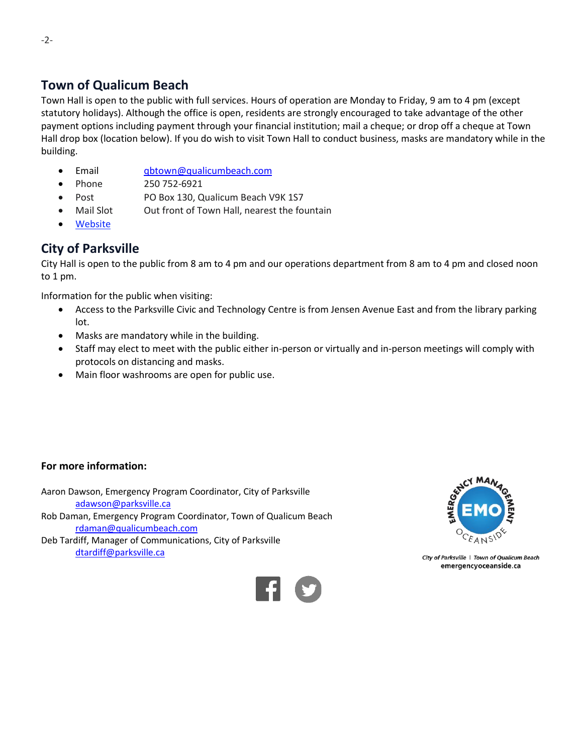## Town of Qualicum Beach

Town Hall is open to the public with full services. Hours of operation are Monday to Friday, 9 am to 4 pm (except statutory holidays). Although the office is open, residents are strongly encouraged to take advantage of the other payment options including payment through your financial institution; mail a cheque; or drop off a cheque at Town Hall drop box (location below). If you do wish to visit Town Hall to conduct business, masks are mandatory while in the building.

- Email qbtown@qualicumbeach.com
- Phone 250 752-6921
- Post PO Box 130, Qualicum Beach V9K 1S7
- Mail Slot Out front of Town Hall, nearest the fountain
- Website

## City of Parksville

City Hall is open to the public from 8 am to 4 pm and our operations department from 8 am to 4 pm and closed noon to 1 pm.

Information for the public when visiting:

- Access to the Parksville Civic and Technology Centre is from Jensen Avenue East and from the library parking lot.
- Masks are mandatory while in the building.
- Staff may elect to meet with the public either in-person or virtually and in-person meetings will comply with protocols on distancing and masks.
- Main floor washrooms are open for public use.

**For more information:**

Aaron Dawson, Emergency Program Coordinator, City of Parksville
adawson@parksville.ca
Rob Daman, Emergency Program Coordinator, Town of Qualicum Beach
rdaman@qualicumbeach.com
Deb Tardiff, Manager of Communications, City of Parksville
dtardiff@parksville.ca

EMERGENCY MANAGEMENT EMO OCEANSIDE

*City of Parksville | Town of Qualicum Beach*
**emergencyoceanside.ca**